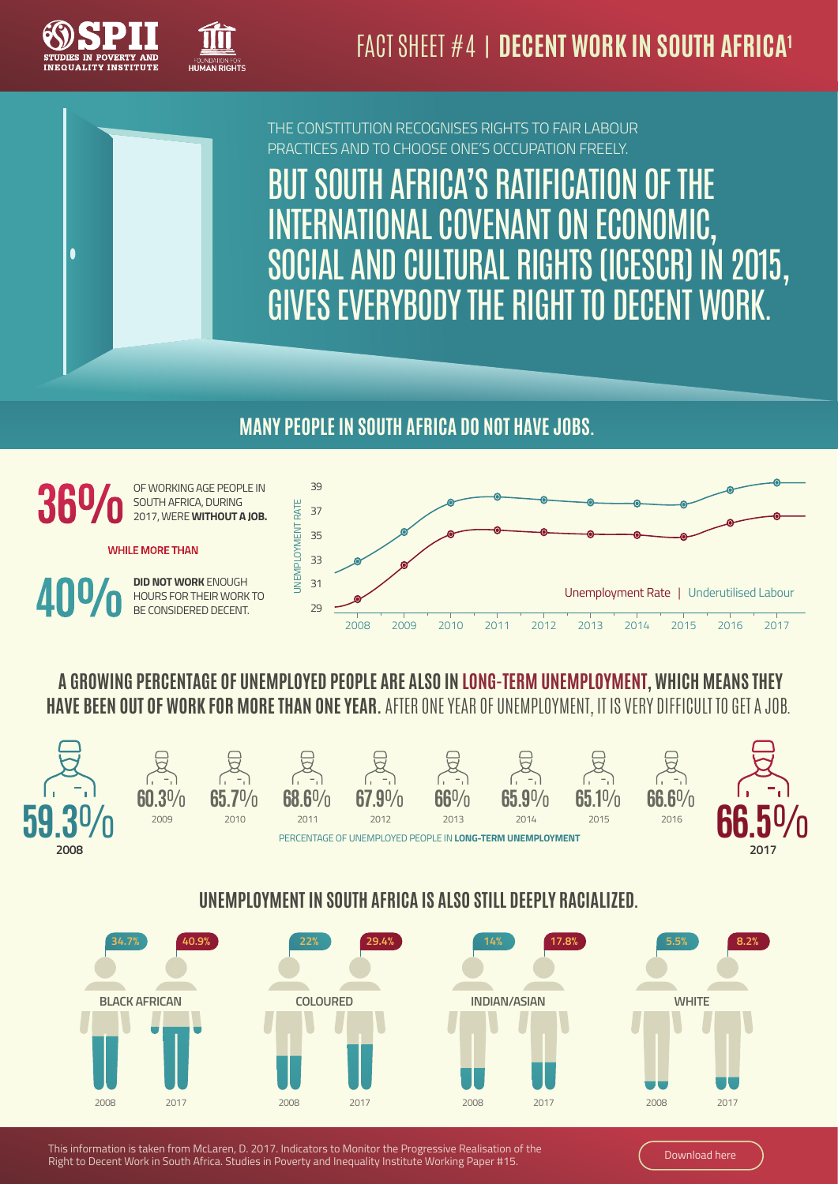# FACT SHEET #4 | DECENT WORK IN SOUTH AFRICA[1]

THE CONSTITUTION RECOGNISES RIGHTS TO FAIR LABOUR PRACTICES AND TO CHOOSE ONE'S OCCUPATION FREELY.

## BUT SOUTH AFRICA'S RATIFICATION OF THE INTERNATIONAL COVENANT ON ECONOMIC, SOCIAL AND CULTURAL RIGHTS (ICESCR) IN 2015, GIVES EVERYBODY THE RIGHT TO DECENT WORK.

## MANY PEOPLE IN SOUTH AFRICA DO NOT HAVE JOBS.

**36%** OF WORKING AGE PEOPLE IN SOUTH AFRICA, DURING 2017, WERE **WITHOUT A JOB.**

WHILE MORE THAN

**40%** **DID NOT WORK** ENOUGH HOURS FOR THEIR WORK TO BE CONSIDERED DECENT.

Unemployment Rate | Underutilised Labour

## A GROWING PERCENTAGE OF UNEMPLOYED PEOPLE ARE ALSO IN LONG-TERM UNEMPLOYMENT, WHICH MEANS THEY HAVE BEEN OUT OF WORK FOR MORE THAN ONE YEAR. AFTER ONE YEAR OF UNEMPLOYMENT, IT IS VERY DIFFICULT TO GET A JOB.

PERCENTAGE OF UNEMPLOYED PEOPLE IN **LONG-TERM UNEMPLOYMENT**

| 2008 | 2009 | 2010 | 2011 | 2012 | 2013 | 2014 | 2015 | 2016 | 2017 |
|---|---|---|---|---|---|---|---|---|---|
| 59.3% | 60.3% | 65.7% | 68.6% | 67.9% | 66% | 65.9% | 65.1% | 66.6% | 66.5% |

## UNEMPLOYMENT IN SOUTH AFRICA IS ALSO STILL DEEPLY RACIALIZED.

| | 2008 | 2017 |
|---|---|---|
| BLACK AFRICAN | 34.7% | 40.9% |
| COLOURED | 22% | 29.4% |
| INDIAN/ASIAN | 14% | 17.8% |
| WHITE | 5.5% | 8.2% |

This information is taken from McLaren, D. 2017. Indicators to Monitor the Progressive Realisation of the Right to Decent Work in South Africa. Studies in Poverty and Inequality Institute Working Paper #15.

Download here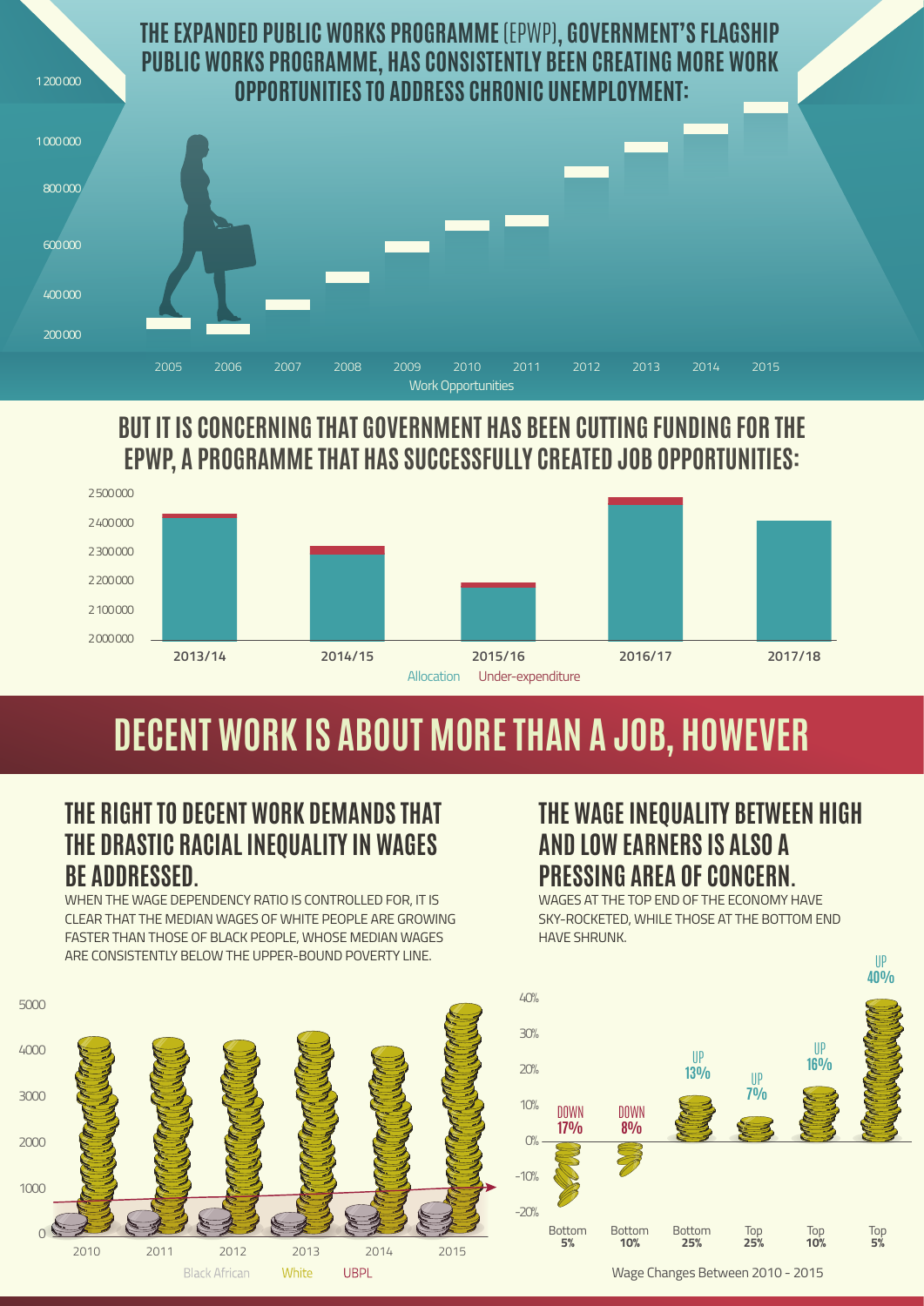## THE EXPANDED PUBLIC WORKS PROGRAMME (EPWP), GOVERNMENT'S FLAGSHIP PUBLIC WORKS PROGRAMME, HAS CONSISTENTLY BEEN CREATING MORE WORK OPPORTUNITIES TO ADDRESS CHRONIC UNEMPLOYMENT:

1 200 000
1 000 000
800 000
600 000
400 000
200 000

2005 2006 2007 2008 2009 2010 2011 2012 2013 2014 2015

Work Opportunities

## BUT IT IS CONCERNING THAT GOVERNMENT HAS BEEN CUTTING FUNDING FOR THE EPWP, A PROGRAMME THAT HAS SUCCESSFULLY CREATED JOB OPPORTUNITIES:

2 500 000
2 400 000
2 300 000
2 200 000
2 100 000
2 000 000

2013/14 2014/15 2015/16 2016/17 2017/18

Allocation Under-expenditure

# DECENT WORK IS ABOUT MORE THAN A JOB, HOWEVER

## THE RIGHT TO DECENT WORK DEMANDS THAT THE DRASTIC RACIAL INEQUALITY IN WAGES BE ADDRESSED.

WHEN THE WAGE DEPENDENCY RATIO IS CONTROLLED FOR, IT IS CLEAR THAT THE MEDIAN WAGES OF WHITE PEOPLE ARE GROWING FASTER THAN THOSE OF BLACK PEOPLE, WHOSE MEDIAN WAGES ARE CONSISTENTLY BELOW THE UPPER-BOUND POVERTY LINE.

5000
4000
3000
2000
1000
0

2010 2011 2012 2013 2014 2015

Black African White UBPL

## THE WAGE INEQUALITY BETWEEN HIGH AND LOW EARNERS IS ALSO A PRESSING AREA OF CONCERN.

WAGES AT THE TOP END OF THE ECONOMY HAVE SKY-ROCKETED, WHILE THOSE AT THE BOTTOM END HAVE SHRUNK.

40%
30%
20%
10%
0%
-10%
-20%

DOWN **17%** DOWN **8%** UP **13%** UP **7%** UP **16%** UP **40%**

Bottom **5%** Bottom **10%** Bottom **25%** Top **25%** Top **10%** Top **5%**

Wage Changes Between 2010 - 2015